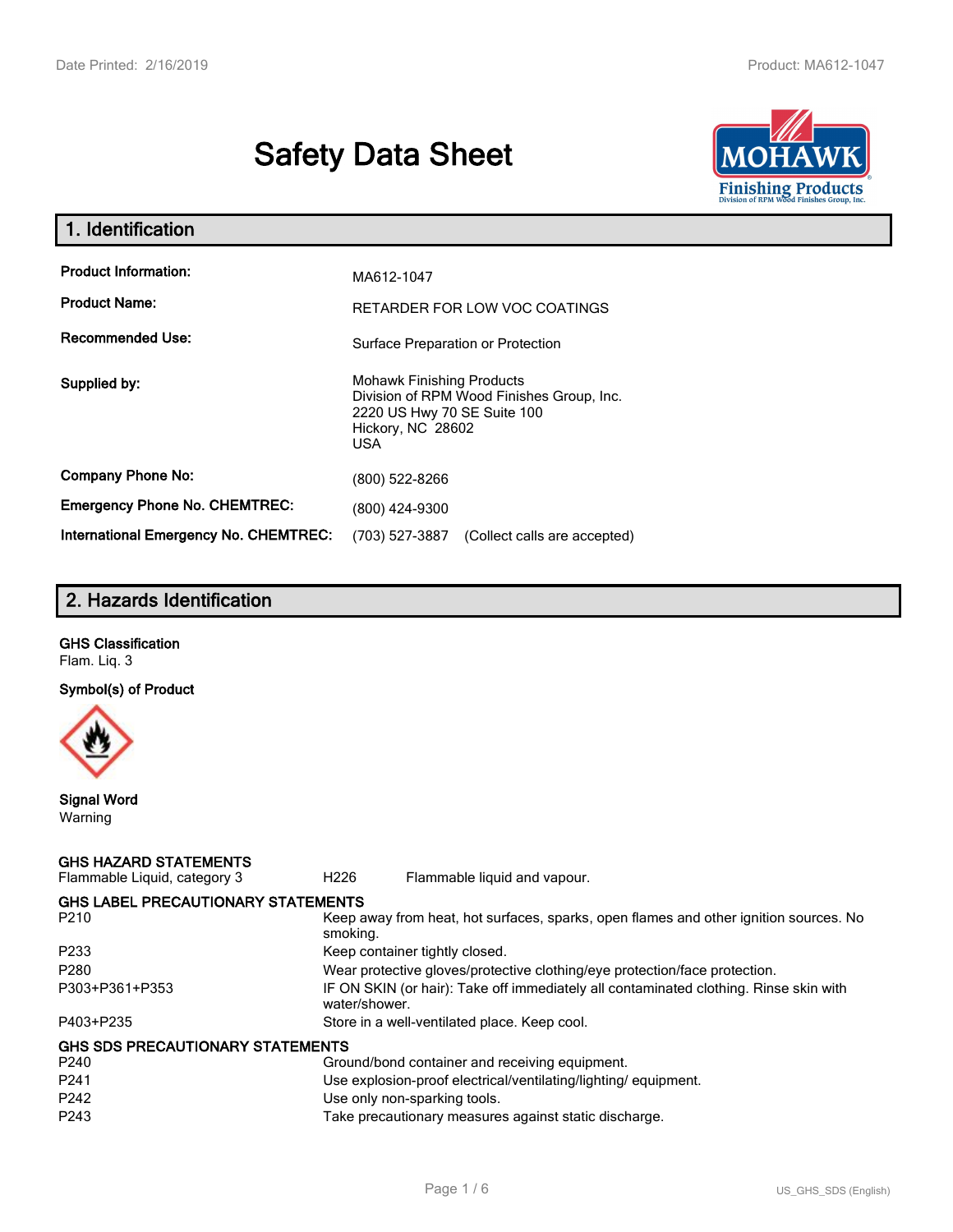# Safety Data Sheet

## 1. Identification

| | |
|---|---|
| **Product Information:** | MA612-1047 |
| **Product Name:** | RETARDER FOR LOW VOC COATINGS |
| **Recommended Use:** | Surface Preparation or Protection |
| **Supplied by:** | Mohawk Finishing Products<br>Division of RPM Wood Finishes Group, Inc.<br>2220 US Hwy 70 SE Suite 100<br>Hickory, NC 28602<br>USA |
| **Company Phone No:** | (800) 522-8266 |
| **Emergency Phone No. CHEMTREC:** | (800) 424-9300 |
| **International Emergency No. CHEMTREC:** | (703) 527-3887 (Collect calls are accepted) |

## 2. Hazards Identification

**GHS Classification**

Flam. Liq. 3

**Symbol(s) of Product**

**Signal Word**

Warning

**GHS HAZARD STATEMENTS**

| | | |
|---|---|---|
| Flammable Liquid, category 3 | H226 | Flammable liquid and vapour. |

**GHS LABEL PRECAUTIONARY STATEMENTS**

| | |
|---|---|
| P210 | Keep away from heat, hot surfaces, sparks, open flames and other ignition sources. No smoking. |
| P233 | Keep container tightly closed. |
| P280 | Wear protective gloves/protective clothing/eye protection/face protection. |
| P303+P361+P353 | IF ON SKIN (or hair): Take off immediately all contaminated clothing. Rinse skin with water/shower. |
| P403+P235 | Store in a well-ventilated place. Keep cool. |

**GHS SDS PRECAUTIONARY STATEMENTS**

| | |
|---|---|
| P240 | Ground/bond container and receiving equipment. |
| P241 | Use explosion-proof electrical/ventilating/lighting/ equipment. |
| P242 | Use only non-sparking tools. |
| P243 | Take precautionary measures against static discharge. |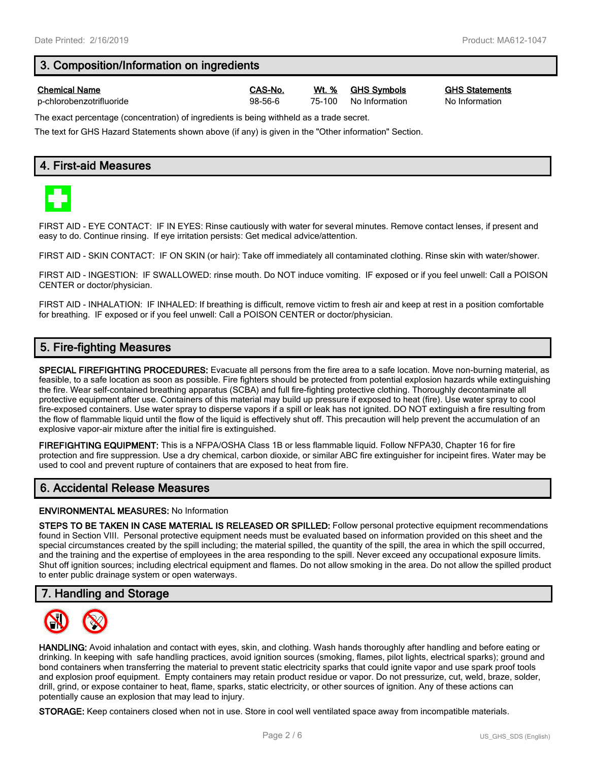## 3. Composition/Information on ingredients

| Chemical Name | CAS-No. | Wt. % | GHS Symbols | GHS Statements |
|---|---|---|---|---|
| p-chlorobenzotrifluoride | 98-56-6 | 75-100 | No Information | No Information |

The exact percentage (concentration) of ingredients is being withheld as a trade secret.

The text for GHS Hazard Statements shown above (if any) is given in the "Other information" Section.

## 4. First-aid Measures

FIRST AID - EYE CONTACT: IF IN EYES: Rinse cautiously with water for several minutes. Remove contact lenses, if present and easy to do. Continue rinsing. If eye irritation persists: Get medical advice/attention.

FIRST AID - SKIN CONTACT: IF ON SKIN (or hair): Take off immediately all contaminated clothing. Rinse skin with water/shower.

FIRST AID - INGESTION: IF SWALLOWED: rinse mouth. Do NOT induce vomiting. IF exposed or if you feel unwell: Call a POISON CENTER or doctor/physician.

FIRST AID - INHALATION: IF INHALED: If breathing is difficult, remove victim to fresh air and keep at rest in a position comfortable for breathing. IF exposed or if you feel unwell: Call a POISON CENTER or doctor/physician.

## 5. Fire-fighting Measures

**SPECIAL FIREFIGHTING PROCEDURES:** Evacuate all persons from the fire area to a safe location. Move non-burning material, as feasible, to a safe location as soon as possible. Fire fighters should be protected from potential explosion hazards while extinguishing the fire. Wear self-contained breathing apparatus (SCBA) and full fire-fighting protective clothing. Thoroughly decontaminate all protective equipment after use. Containers of this material may build up pressure if exposed to heat (fire). Use water spray to cool fire-exposed containers. Use water spray to disperse vapors if a spill or leak has not ignited. DO NOT extinguish a fire resulting from the flow of flammable liquid until the flow of the liquid is effectively shut off. This precaution will help prevent the accumulation of an explosive vapor-air mixture after the initial fire is extinguished.

**FIREFIGHTING EQUIPMENT:** This is a NFPA/OSHA Class 1B or less flammable liquid. Follow NFPA30, Chapter 16 for fire protection and fire suppression. Use a dry chemical, carbon dioxide, or similar ABC fire extinguisher for incipeint fires. Water may be used to cool and prevent rupture of containers that are exposed to heat from fire.

## 6. Accidental Release Measures

**ENVIRONMENTAL MEASURES:** No Information

**STEPS TO BE TAKEN IN CASE MATERIAL IS RELEASED OR SPILLED:** Follow personal protective equipment recommendations found in Section VIII. Personal protective equipment needs must be evaluated based on information provided on this sheet and the special circumstances created by the spill including; the material spilled, the quantity of the spill, the area in which the spill occurred, and the training and the expertise of employees in the area responding to the spill. Never exceed any occupational exposure limits. Shut off ignition sources; including electrical equipment and flames. Do not allow smoking in the area. Do not allow the spilled product to enter public drainage system or open waterways.

## 7. Handling and Storage

**HANDLING:** Avoid inhalation and contact with eyes, skin, and clothing. Wash hands thoroughly after handling and before eating or drinking. In keeping with safe handling practices, avoid ignition sources (smoking, flames, pilot lights, electrical sparks); ground and bond containers when transferring the material to prevent static electricity sparks that could ignite vapor and use spark proof tools and explosion proof equipment. Empty containers may retain product residue or vapor. Do not pressurize, cut, weld, braze, solder, drill, grind, or expose container to heat, flame, sparks, static electricity, or other sources of ignition. Any of these actions can potentially cause an explosion that may lead to injury.

**STORAGE:** Keep containers closed when not in use. Store in cool well ventilated space away from incompatible materials.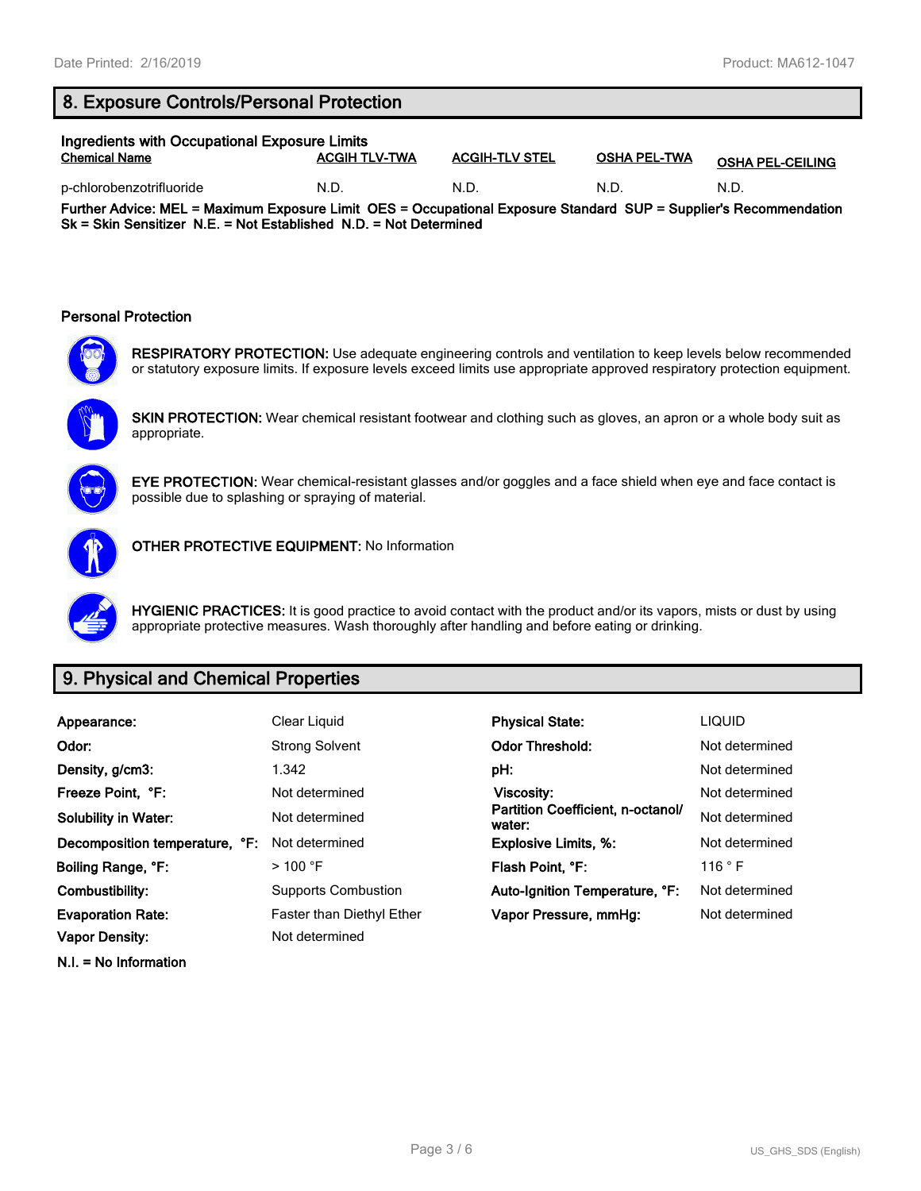## 8. Exposure Controls/Personal Protection

**Ingredients with Occupational Exposure Limits**

| Chemical Name | ACGIH TLV-TWA | ACGIH-TLV STEL | OSHA PEL-TWA | OSHA PEL-CEILING |
|---|---|---|---|---|
| p-chlorobenzotrifluoride | N.D. | N.D. | N.D. | N.D. |

**Further Advice: MEL = Maximum Exposure Limit OES = Occupational Exposure Standard SUP = Supplier's Recommendation Sk = Skin Sensitizer N.E. = Not Established N.D. = Not Determined**

### Personal Protection

**RESPIRATORY PROTECTION:** Use adequate engineering controls and ventilation to keep levels below recommended or statutory exposure limits. If exposure levels exceed limits use appropriate approved respiratory protection equipment.

**SKIN PROTECTION:** Wear chemical resistant footwear and clothing such as gloves, an apron or a whole body suit as appropriate.

**EYE PROTECTION:** Wear chemical-resistant glasses and/or goggles and a face shield when eye and face contact is possible due to splashing or spraying of material.

**OTHER PROTECTIVE EQUIPMENT:** No Information

**HYGIENIC PRACTICES:** It is good practice to avoid contact with the product and/or its vapors, mists or dust by using appropriate protective measures. Wash thoroughly after handling and before eating or drinking.

## 9. Physical and Chemical Properties

| | | | |
|---|---|---|---|
| **Appearance:** | Clear Liquid | **Physical State:** | LIQUID |
| **Odor:** | Strong Solvent | **Odor Threshold:** | Not determined |
| **Density, g/cm3:** | 1.342 | **pH:** | Not determined |
| **Freeze Point, °F:** | Not determined | **Viscosity:** | Not determined |
| **Solubility in Water:** | Not determined | **Partition Coefficient, n-octanol/ water:** | Not determined |
| **Decomposition temperature, °F:** | Not determined | **Explosive Limits, %:** | Not determined |
| **Boiling Range, °F:** | > 100 °F | **Flash Point, °F:** | 116 ° F |
| **Combustibility:** | Supports Combustion | **Auto-Ignition Temperature, °F:** | Not determined |
| **Evaporation Rate:** | Faster than Diethyl Ether | **Vapor Pressure, mmHg:** | Not determined |
| **Vapor Density:** | Not determined | | |

**N.I. = No Information**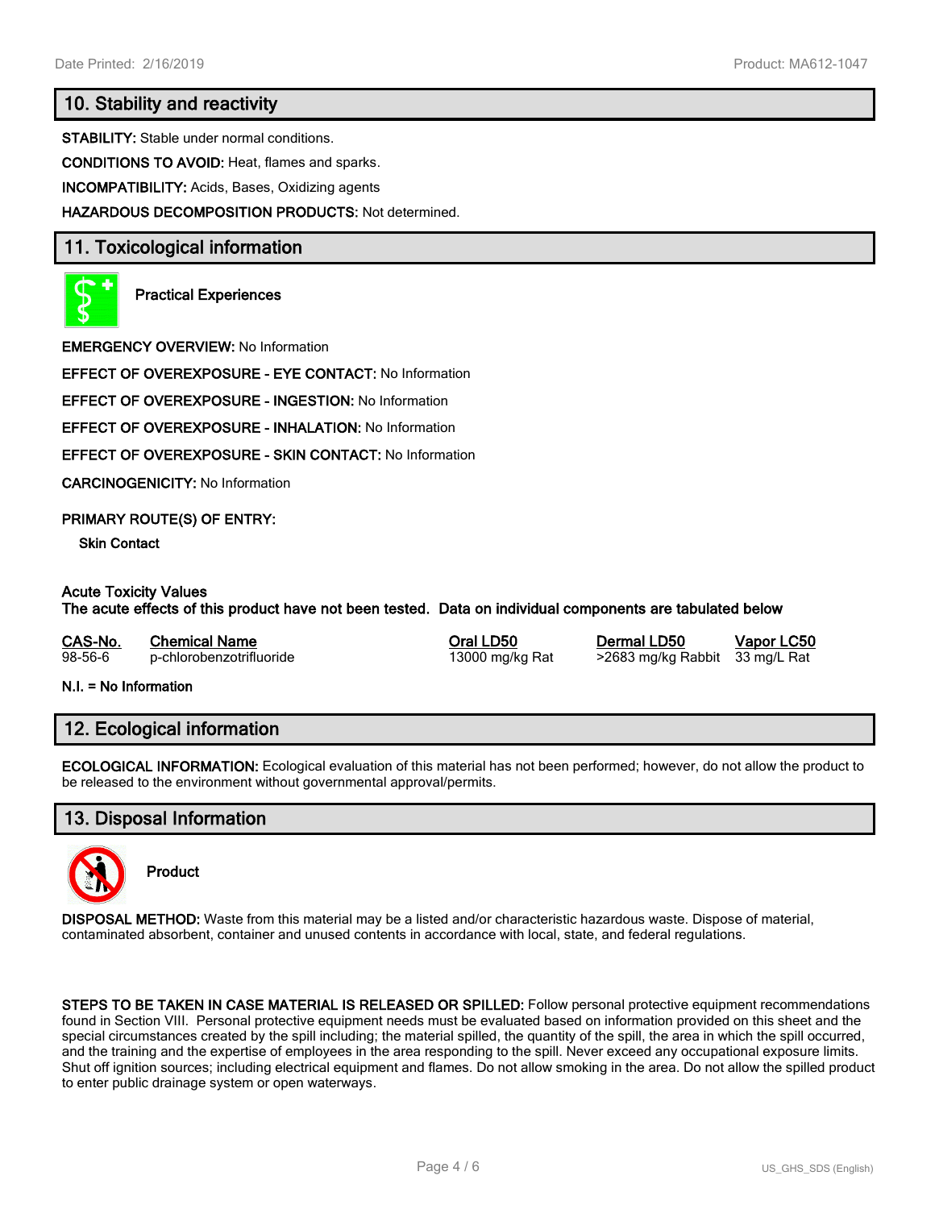## 10. Stability and reactivity

**STABILITY:** Stable under normal conditions.

**CONDITIONS TO AVOID:** Heat, flames and sparks.

**INCOMPATIBILITY:** Acids, Bases, Oxidizing agents

**HAZARDOUS DECOMPOSITION PRODUCTS:** Not determined.

## 11. Toxicological information

**Practical Experiences**

**EMERGENCY OVERVIEW:** No Information

**EFFECT OF OVEREXPOSURE - EYE CONTACT:** No Information

**EFFECT OF OVEREXPOSURE - INGESTION:** No Information

**EFFECT OF OVEREXPOSURE - INHALATION:** No Information

**EFFECT OF OVEREXPOSURE - SKIN CONTACT:** No Information

**CARCINOGENICITY:** No Information

**PRIMARY ROUTE(S) OF ENTRY:**

**Skin Contact**

**Acute Toxicity Values**
**The acute effects of this product have not been tested. Data on individual components are tabulated below**

| CAS-No. | Chemical Name | Oral LD50 | Dermal LD50 | Vapor LC50 |
|---|---|---|---|---|
| 98-56-6 | p-chlorobenzotrifluoride | 13000 mg/kg Rat | >2683 mg/kg Rabbit | 33 mg/L Rat |

**N.I. = No Information**

## 12. Ecological information

**ECOLOGICAL INFORMATION:** Ecological evaluation of this material has not been performed; however, do not allow the product to be released to the environment without governmental approval/permits.

## 13. Disposal Information

**Product**

**DISPOSAL METHOD:** Waste from this material may be a listed and/or characteristic hazardous waste. Dispose of material, contaminated absorbent, container and unused contents in accordance with local, state, and federal regulations.

**STEPS TO BE TAKEN IN CASE MATERIAL IS RELEASED OR SPILLED:** Follow personal protective equipment recommendations found in Section VIII. Personal protective equipment needs must be evaluated based on information provided on this sheet and the special circumstances created by the spill including; the material spilled, the quantity of the spill, the area in which the spill occurred, and the training and the expertise of employees in the area responding to the spill. Never exceed any occupational exposure limits. Shut off ignition sources; including electrical equipment and flames. Do not allow smoking in the area. Do not allow the spilled product to enter public drainage system or open waterways.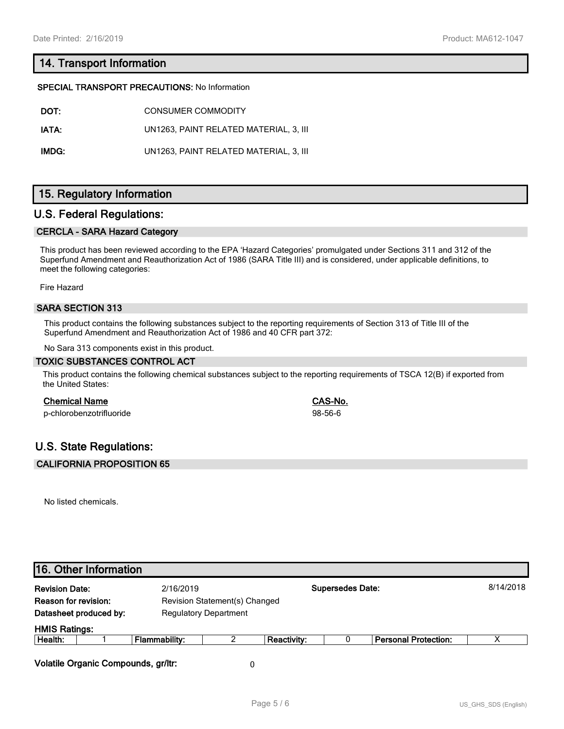## 14. Transport Information

**SPECIAL TRANSPORT PRECAUTIONS:** No Information

| | |
|---|---|
| **DOT:** | CONSUMER COMMODITY |
| **IATA:** | UN1263, PAINT RELATED MATERIAL, 3, III |
| **IMDG:** | UN1263, PAINT RELATED MATERIAL, 3, III |

## 15. Regulatory Information

## U.S. Federal Regulations:

### CERCLA - SARA Hazard Category

This product has been reviewed according to the EPA 'Hazard Categories' promulgated under Sections 311 and 312 of the Superfund Amendment and Reauthorization Act of 1986 (SARA Title III) and is considered, under applicable definitions, to meet the following categories:

Fire Hazard

### SARA SECTION 313

This product contains the following substances subject to the reporting requirements of Section 313 of Title III of the Superfund Amendment and Reauthorization Act of 1986 and 40 CFR part 372:

No Sara 313 components exist in this product.

### TOXIC SUBSTANCES CONTROL ACT

This product contains the following chemical substances subject to the reporting requirements of TSCA 12(B) if exported from the United States:

| Chemical Name | CAS-No. |
|---|---|
| p-chlorobenzotrifluoride | 98-56-6 |

## U.S. State Regulations:

### CALIFORNIA PROPOSITION 65

No listed chemicals.

## 16. Other Information

| | | | |
|---|---|---|---|
| **Revision Date:** | 2/16/2019 | **Supersedes Date:** | 8/14/2018 |
| **Reason for revision:** | Revision Statement(s) Changed | | |
| **Datasheet produced by:** | Regulatory Department | | |

**HMIS Ratings:**

| Health: | 1 | Flammability: | 2 | Reactivity: | 0 | Personal Protection: | X |
|---|---|---|---|---|---|---|---|

**Volatile Organic Compounds, gr/ltr:** 0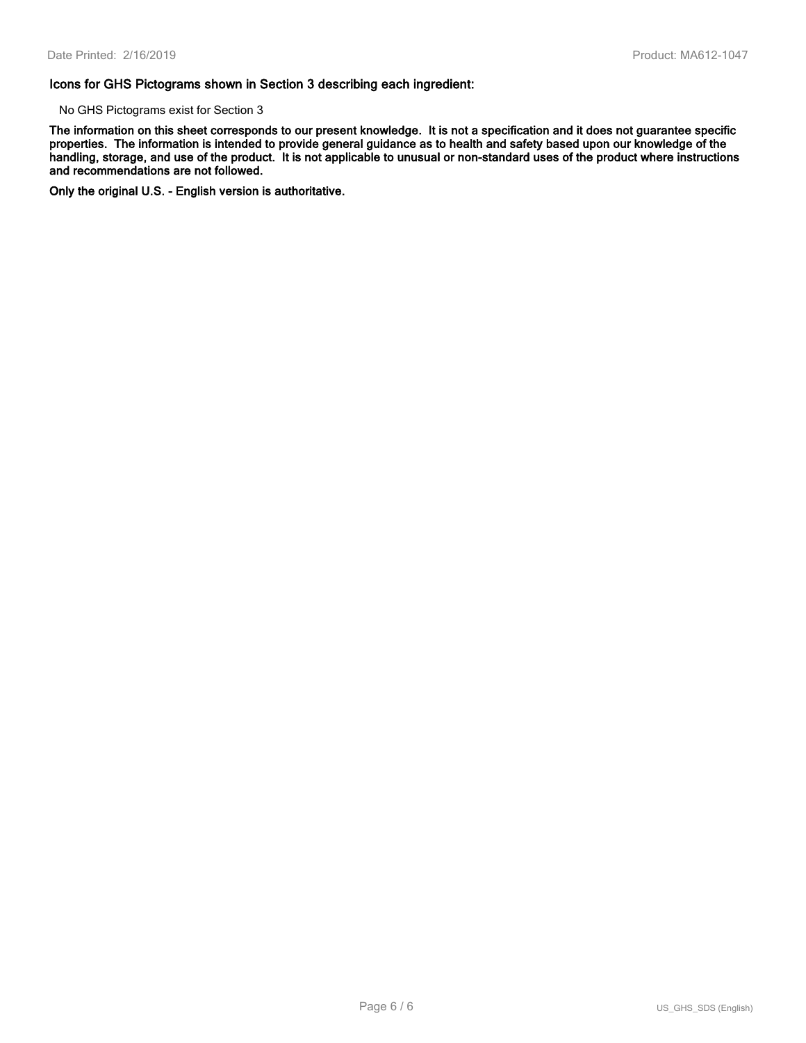**Icons for GHS Pictograms shown in Section 3 describing each ingredient:**

No GHS Pictograms exist for Section 3

**The information on this sheet corresponds to our present knowledge. It is not a specification and it does not guarantee specific properties. The information is intended to provide general guidance as to health and safety based upon our knowledge of the handling, storage, and use of the product. It is not applicable to unusual or non-standard uses of the product where instructions and recommendations are not followed.**

**Only the original U.S. - English version is authoritative.**